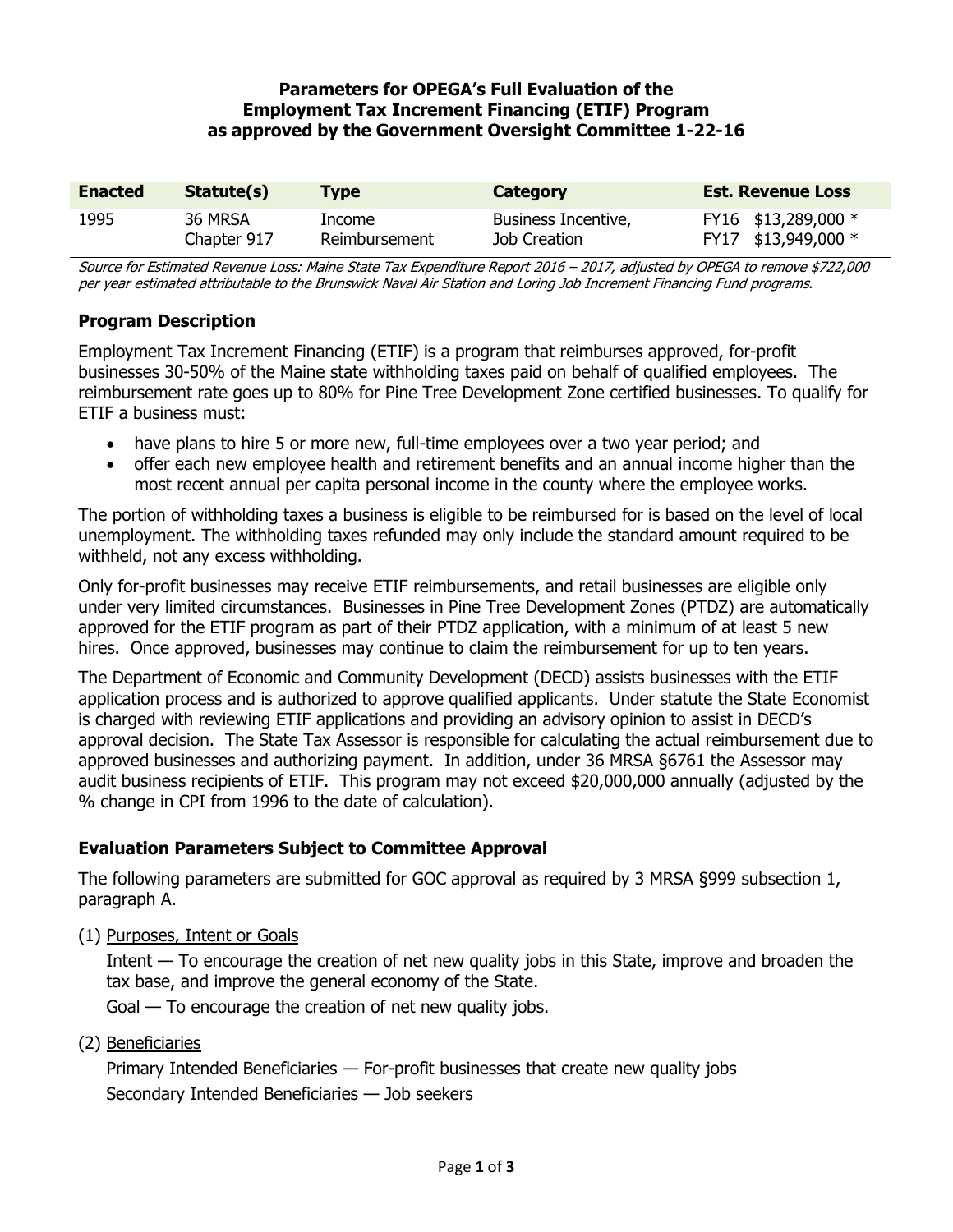**Parameters for OPEGA's Full Evaluation of the Employment Tax Increment Financing (ETIF) Program as approved by the Government Oversight Committee 1-22-16**

| Enacted | Statute(s) | Type | Category | Est. Revenue Loss |
|---|---|---|---|---|
| 1995 | 36 MRSA Chapter 917 | Income Reimbursement | Business Incentive, Job Creation | FY16 $13,289,000 * <br> FY17 $13,949,000 * |

*Source for Estimated Revenue Loss: Maine State Tax Expenditure Report 2016 – 2017, adjusted by OPEGA to remove $722,000 per year estimated attributable to the Brunswick Naval Air Station and Loring Job Increment Financing Fund programs.*

## Program Description

Employment Tax Increment Financing (ETIF) is a program that reimburses approved, for-profit businesses 30-50% of the Maine state withholding taxes paid on behalf of qualified employees. The reimbursement rate goes up to 80% for Pine Tree Development Zone certified businesses. To qualify for ETIF a business must:

- have plans to hire 5 or more new, full-time employees over a two year period; and
- offer each new employee health and retirement benefits and an annual income higher than the most recent annual per capita personal income in the county where the employee works.

The portion of withholding taxes a business is eligible to be reimbursed for is based on the level of local unemployment. The withholding taxes refunded may only include the standard amount required to be withheld, not any excess withholding.

Only for-profit businesses may receive ETIF reimbursements, and retail businesses are eligible only under very limited circumstances. Businesses in Pine Tree Development Zones (PTDZ) are automatically approved for the ETIF program as part of their PTDZ application, with a minimum of at least 5 new hires. Once approved, businesses may continue to claim the reimbursement for up to ten years.

The Department of Economic and Community Development (DECD) assists businesses with the ETIF application process and is authorized to approve qualified applicants. Under statute the State Economist is charged with reviewing ETIF applications and providing an advisory opinion to assist in DECD's approval decision. The State Tax Assessor is responsible for calculating the actual reimbursement due to approved businesses and authorizing payment. In addition, under 36 MRSA §6761 the Assessor may audit business recipients of ETIF. This program may not exceed $20,000,000 annually (adjusted by the % change in CPI from 1996 to the date of calculation).

## Evaluation Parameters Subject to Committee Approval

The following parameters are submitted for GOC approval as required by 3 MRSA §999 subsection 1, paragraph A.

(1) Purposes, Intent or Goals

Intent — To encourage the creation of net new quality jobs in this State, improve and broaden the tax base, and improve the general economy of the State.

Goal — To encourage the creation of net new quality jobs.

(2) Beneficiaries

Primary Intended Beneficiaries — For-profit businesses that create new quality jobs

Secondary Intended Beneficiaries — Job seekers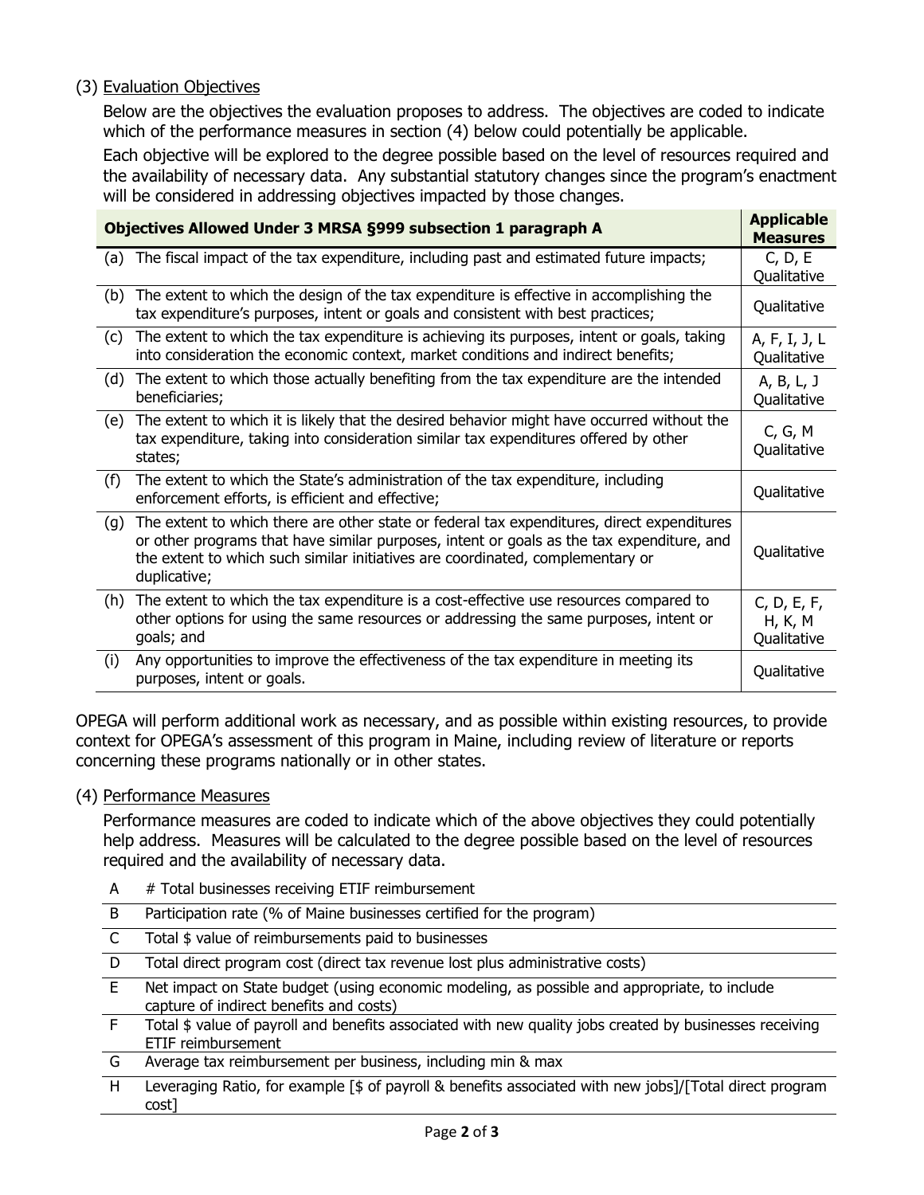(3) Evaluation Objectives

Below are the objectives the evaluation proposes to address. The objectives are coded to indicate which of the performance measures in section (4) below could potentially be applicable.

Each objective will be explored to the degree possible based on the level of resources required and the availability of necessary data. Any substantial statutory changes since the program's enactment will be considered in addressing objectives impacted by those changes.

| Objectives Allowed Under 3 MRSA §999 subsection 1 paragraph A | | Applicable Measures |
|---|---|---|
| (a) | The fiscal impact of the tax expenditure, including past and estimated future impacts; | C, D, E Qualitative |
| (b) | The extent to which the design of the tax expenditure is effective in accomplishing the tax expenditure's purposes, intent or goals and consistent with best practices; | Qualitative |
| (c) | The extent to which the tax expenditure is achieving its purposes, intent or goals, taking into consideration the economic context, market conditions and indirect benefits; | A, F, I, J, L Qualitative |
| (d) | The extent to which those actually benefiting from the tax expenditure are the intended beneficiaries; | A, B, L, J Qualitative |
| (e) | The extent to which it is likely that the desired behavior might have occurred without the tax expenditure, taking into consideration similar tax expenditures offered by other states; | C, G, M Qualitative |
| (f) | The extent to which the State's administration of the tax expenditure, including enforcement efforts, is efficient and effective; | Qualitative |
| (g) | The extent to which there are other state or federal tax expenditures, direct expenditures or other programs that have similar purposes, intent or goals as the tax expenditure, and the extent to which such similar initiatives are coordinated, complementary or duplicative; | Qualitative |
| (h) | The extent to which the tax expenditure is a cost-effective use resources compared to other options for using the same resources or addressing the same purposes, intent or goals; and | C, D, E, F, H, K, M Qualitative |
| (i) | Any opportunities to improve the effectiveness of the tax expenditure in meeting its purposes, intent or goals. | Qualitative |

OPEGA will perform additional work as necessary, and as possible within existing resources, to provide context for OPEGA's assessment of this program in Maine, including review of literature or reports concerning these programs nationally or in other states.

(4) Performance Measures

Performance measures are coded to indicate which of the above objectives they could potentially help address. Measures will be calculated to the degree possible based on the level of resources required and the availability of necessary data.

| | |
|---|---|
| A | # Total businesses receiving ETIF reimbursement |
| B | Participation rate (% of Maine businesses certified for the program) |
| C | Total $ value of reimbursements paid to businesses |
| D | Total direct program cost (direct tax revenue lost plus administrative costs) |
| E | Net impact on State budget (using economic modeling, as possible and appropriate, to include capture of indirect benefits and costs) |
| F | Total $ value of payroll and benefits associated with new quality jobs created by businesses receiving ETIF reimbursement |
| G | Average tax reimbursement per business, including min & max |
| H | Leveraging Ratio, for example [$ of payroll & benefits associated with new jobs]/[Total direct program cost] |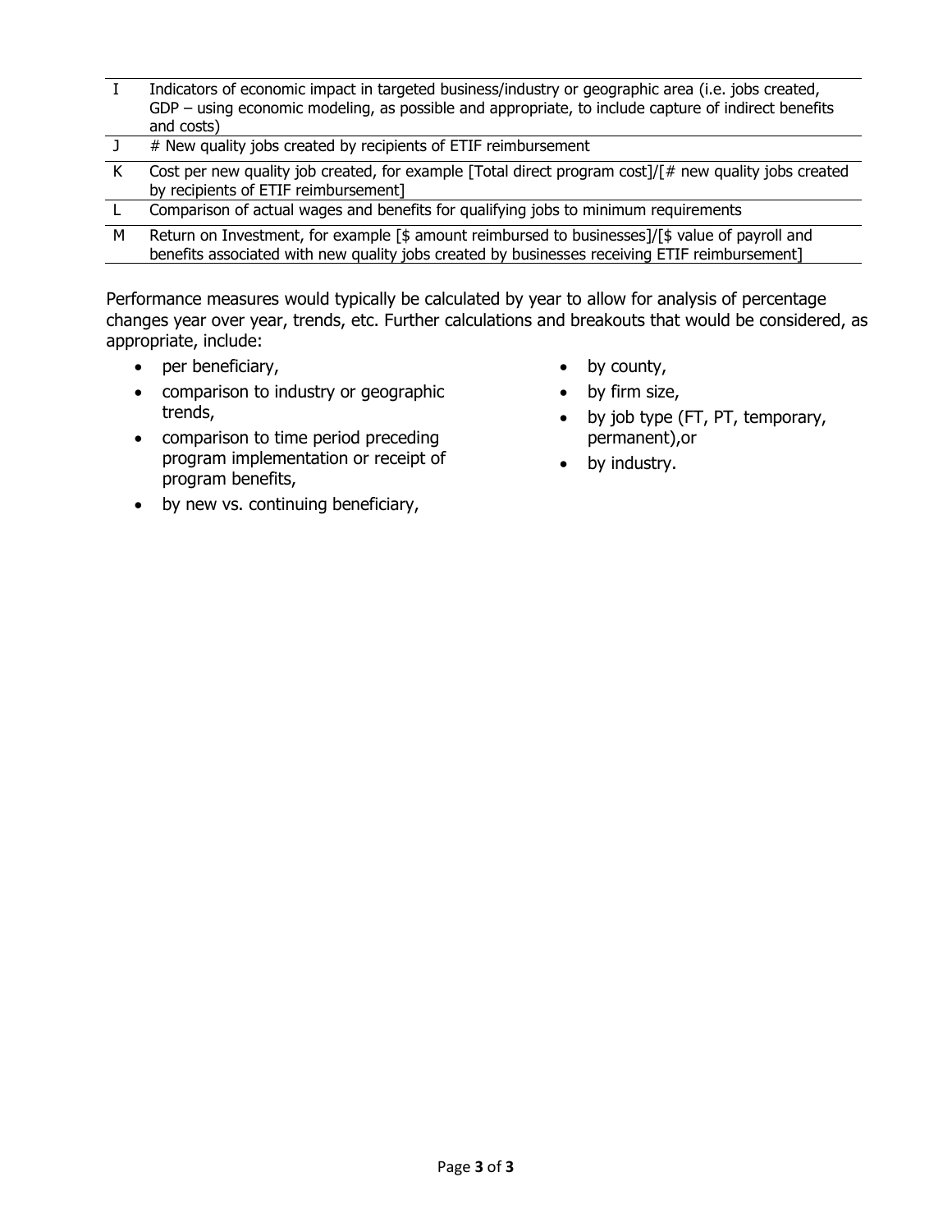| | |
|---|---|
| I | Indicators of economic impact in targeted business/industry or geographic area (i.e. jobs created, GDP – using economic modeling, as possible and appropriate, to include capture of indirect benefits and costs) |
| J | # New quality jobs created by recipients of ETIF reimbursement |
| K | Cost per new quality job created, for example [Total direct program cost]/[# new quality jobs created by recipients of ETIF reimbursement] |
| L | Comparison of actual wages and benefits for qualifying jobs to minimum requirements |
| M | Return on Investment, for example [$ amount reimbursed to businesses]/[$ value of payroll and benefits associated with new quality jobs created by businesses receiving ETIF reimbursement] |

Performance measures would typically be calculated by year to allow for analysis of percentage changes year over year, trends, etc. Further calculations and breakouts that would be considered, as appropriate, include:

- per beneficiary,
- comparison to industry or geographic trends,
- comparison to time period preceding program implementation or receipt of program benefits,
- by new vs. continuing beneficiary,
- by county,
- by firm size,
- by job type (FT, PT, temporary, permanent),or
- by industry.